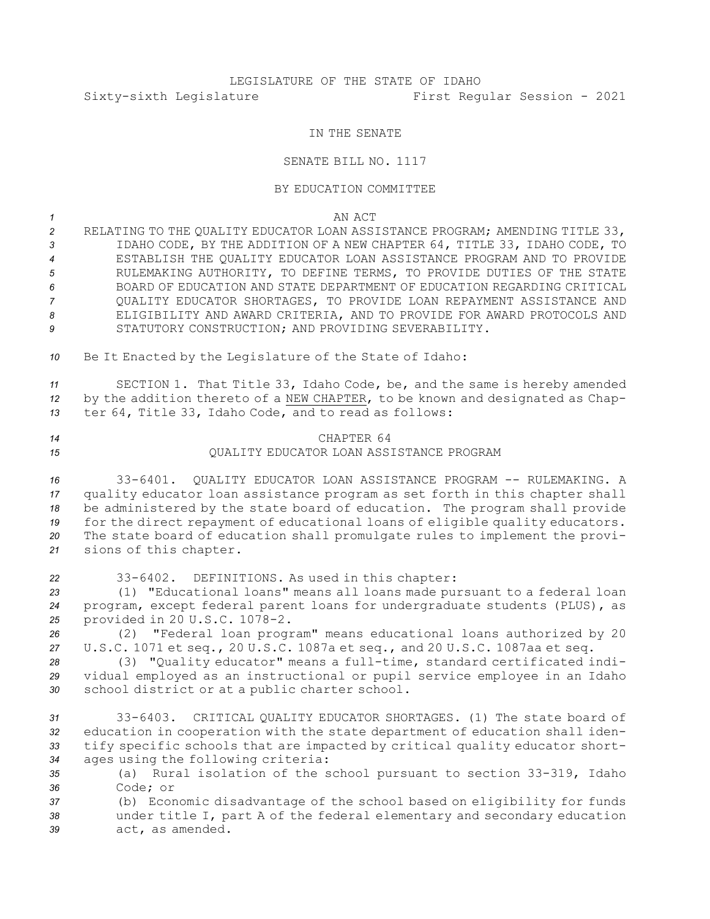LEGISLATURE OF THE STATE OF IDAHO

Sixty-sixth Legislature First Regular Session - 2021

IN THE SENATE

SENATE BILL NO. 1117

BY EDUCATION COMMITTEE

AN ACT

RELATING TO THE QUALITY EDUCATOR LOAN ASSISTANCE PROGRAM; AMENDING TITLE 33, IDAHO CODE, BY THE ADDITION OF A NEW CHAPTER 64, TITLE 33, IDAHO CODE, TO ESTABLISH THE QUALITY EDUCATOR LOAN ASSISTANCE PROGRAM AND TO PROVIDE RULEMAKING AUTHORITY, TO DEFINE TERMS, TO PROVIDE DUTIES OF THE STATE BOARD OF EDUCATION AND STATE DEPARTMENT OF EDUCATION REGARDING CRITICAL QUALITY EDUCATOR SHORTAGES, TO PROVIDE LOAN REPAYMENT ASSISTANCE AND ELIGIBILITY AND AWARD CRITERIA, AND TO PROVIDE FOR AWARD PROTOCOLS AND STATUTORY CONSTRUCTION; AND PROVIDING SEVERABILITY.

Be It Enacted by the Legislature of the State of Idaho:

SECTION 1. That Title 33, Idaho Code, be, and the same is hereby amended by the addition thereto of a NEW CHAPTER, to be known and designated as Chapter 64, Title 33, Idaho Code, and to read as follows:

CHAPTER 64

QUALITY EDUCATOR LOAN ASSISTANCE PROGRAM

33-6401. QUALITY EDUCATOR LOAN ASSISTANCE PROGRAM -- RULEMAKING. A quality educator loan assistance program as set forth in this chapter shall be administered by the state board of education. The program shall provide for the direct repayment of educational loans of eligible quality educators. The state board of education shall promulgate rules to implement the provisions of this chapter.

33-6402. DEFINITIONS. As used in this chapter:

(1) "Educational loans" means all loans made pursuant to a federal loan program, except federal parent loans for undergraduate students (PLUS), as provided in 20 U.S.C. 1078-2.

(2) "Federal loan program" means educational loans authorized by 20 U.S.C. 1071 et seq., 20 U.S.C. 1087a et seq., and 20 U.S.C. 1087aa et seq.

(3) "Quality educator" means a full-time, standard certificated individual employed as an instructional or pupil service employee in an Idaho school district or at a public charter school.

33-6403. CRITICAL QUALITY EDUCATOR SHORTAGES. (1) The state board of education in cooperation with the state department of education shall identify specific schools that are impacted by critical quality educator shortages using the following criteria:

(a) Rural isolation of the school pursuant to section 33-319, Idaho Code; or

(b) Economic disadvantage of the school based on eligibility for funds under title I, part A of the federal elementary and secondary education act, as amended.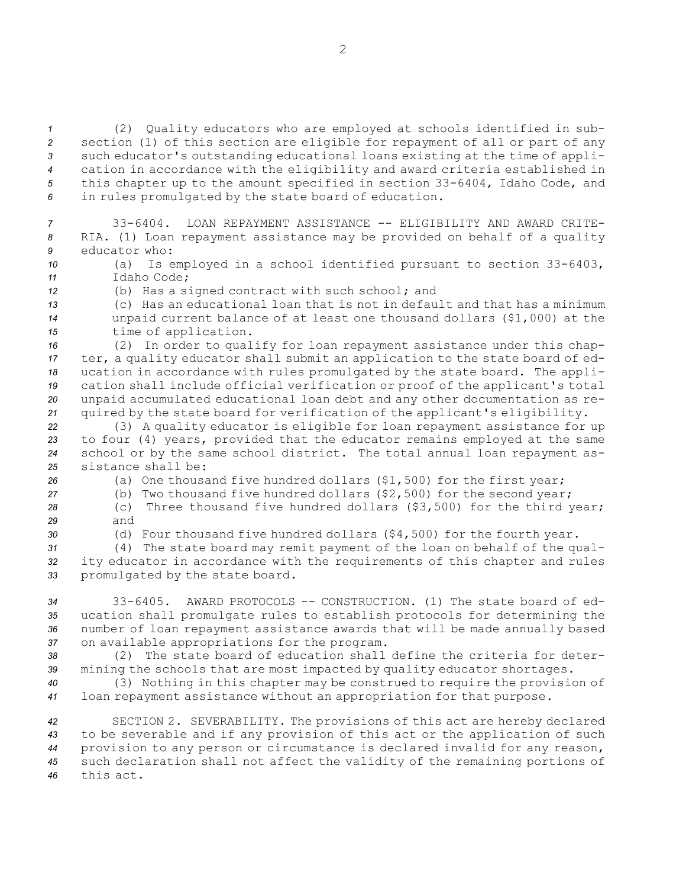(2) Quality educators who are employed at schools identified in subsection (1) of this section are eligible for repayment of all or part of any such educator's outstanding educational loans existing at the time of application in accordance with the eligibility and award criteria established in this chapter up to the amount specified in section 33-6404, Idaho Code, and in rules promulgated by the state board of education.

33-6404. LOAN REPAYMENT ASSISTANCE -- ELIGIBILITY AND AWARD CRITERIA. (1) Loan repayment assistance may be provided on behalf of a quality educator who:

(a) Is employed in a school identified pursuant to section 33-6403, Idaho Code;

(b) Has a signed contract with such school; and

(c) Has an educational loan that is not in default and that has a minimum unpaid current balance of at least one thousand dollars ($1,000) at the time of application.

(2) In order to qualify for loan repayment assistance under this chapter, a quality educator shall submit an application to the state board of education in accordance with rules promulgated by the state board. The application shall include official verification or proof of the applicant's total unpaid accumulated educational loan debt and any other documentation as required by the state board for verification of the applicant's eligibility.

(3) A quality educator is eligible for loan repayment assistance for up to four (4) years, provided that the educator remains employed at the same school or by the same school district. The total annual loan repayment assistance shall be:

(a) One thousand five hundred dollars ($1,500) for the first year;

(b) Two thousand five hundred dollars ($2,500) for the second year;

(c) Three thousand five hundred dollars ($3,500) for the third year; and

(d) Four thousand five hundred dollars ($4,500) for the fourth year.

(4) The state board may remit payment of the loan on behalf of the quality educator in accordance with the requirements of this chapter and rules promulgated by the state board.

33-6405. AWARD PROTOCOLS -- CONSTRUCTION. (1) The state board of education shall promulgate rules to establish protocols for determining the number of loan repayment assistance awards that will be made annually based on available appropriations for the program.

(2) The state board of education shall define the criteria for determining the schools that are most impacted by quality educator shortages.

(3) Nothing in this chapter may be construed to require the provision of loan repayment assistance without an appropriation for that purpose.

SECTION 2. SEVERABILITY. The provisions of this act are hereby declared to be severable and if any provision of this act or the application of such provision to any person or circumstance is declared invalid for any reason, such declaration shall not affect the validity of the remaining portions of this act.